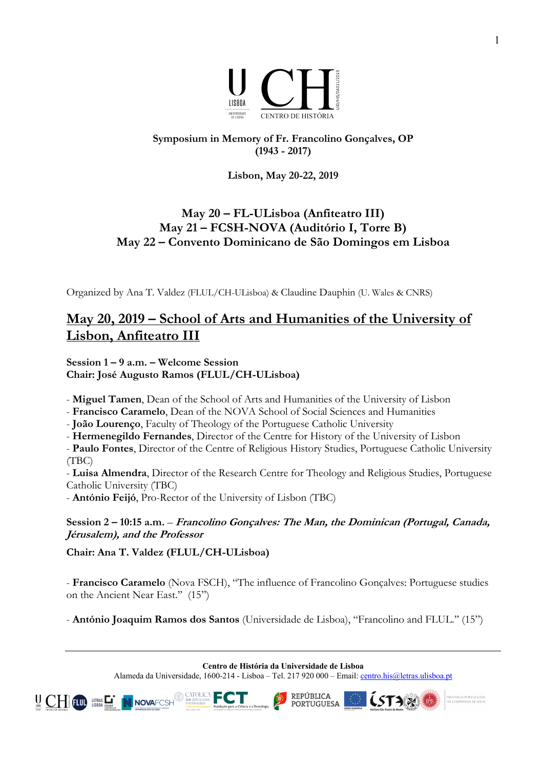**Symposium in Memory of Fr. Francolino Gonçalves, OP**
**(1943 - 2017)**

**Lisbon, May 20-22, 2019**

**May 20 – FL-ULisboa (Anfiteatro III)**
**May 21 – FCSH-NOVA (Auditório I, Torre B)**
**May 22 – Convento Dominicano de São Domingos em Lisboa**

Organized by Ana T. Valdez (FLUL/CH-ULisboa) & Claudine Dauphin (U. Wales & CNRS)

## May 20, 2019 – School of Arts and Humanities of the University of Lisbon, Anfiteatro III

**Session 1 – 9 a.m. – Welcome Session**
**Chair: José Augusto Ramos (FLUL/CH-ULisboa)**

- **Miguel Tamen**, Dean of the School of Arts and Humanities of the University of Lisbon
- **Francisco Caramelo**, Dean of the NOVA School of Social Sciences and Humanities
- **João Lourenço**, Faculty of Theology of the Portuguese Catholic University
- **Hermenegildo Fernandes**, Director of the Centre for History of the University of Lisbon
- **Paulo Fontes**, Director of the Centre of Religious History Studies, Portuguese Catholic University (TBC)
- **Luisa Almendra**, Director of the Research Centre for Theology and Religious Studies, Portuguese Catholic University (TBC)
- **António Feijó**, Pro-Rector of the University of Lisbon (TBC)

**Session 2 – 10:15 a.m.** – ***Francolino Gonçalves: The Man, the Dominican (Portugal, Canada, Jérusalem), and the Professor***

**Chair: Ana T. Valdez (FLUL/CH-ULisboa)**

- **Francisco Caramelo** (Nova FSCH), "The influence of Francolino Gonçalves: Portuguese studies on the Ancient Near East." (15")

- **António Joaquim Ramos dos Santos** (Universidade de Lisboa), "Francolino and FLUL." (15")

**Centro de História da Universidade de Lisboa**
Alameda da Universidade, 1600-214 - Lisboa – Tel. 217 920 000 – Email: centro.his@letras.ulisboa.pt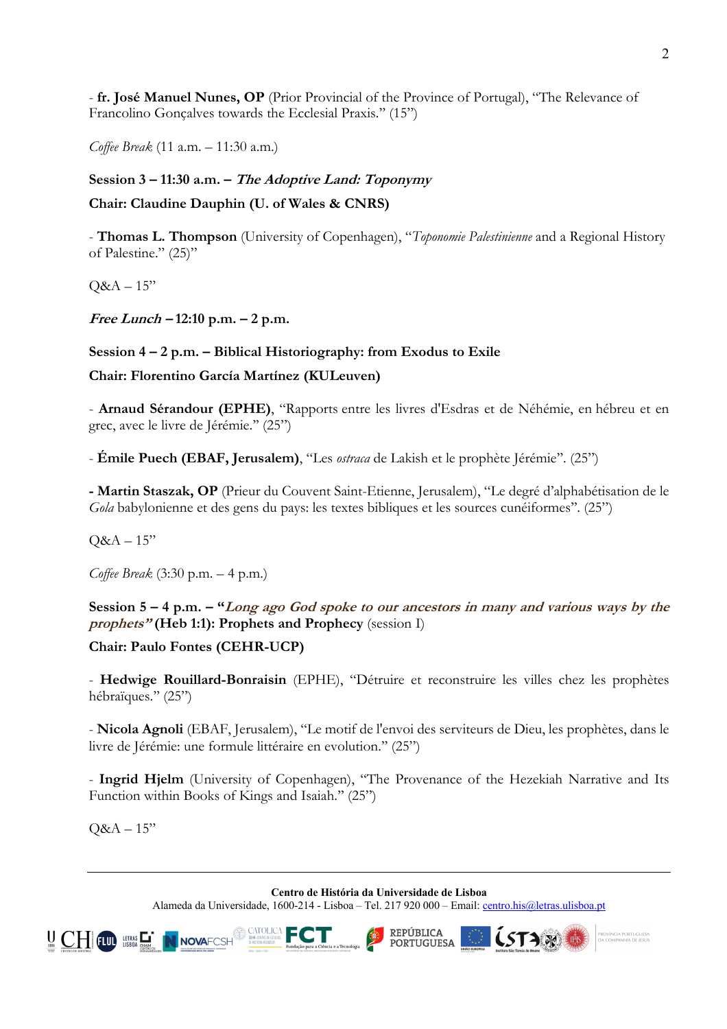- **fr. José Manuel Nunes, OP** (Prior Provincial of the Province of Portugal), "The Relevance of Francolino Gonçalves towards the Ecclesial Praxis." (15")

*Coffee Break* (11 a.m. – 11:30 a.m.)

**Session 3 – 11:30 a.m. – *The Adoptive Land: Toponymy***

**Chair: Claudine Dauphin (U. of Wales & CNRS)**

- **Thomas L. Thompson** (University of Copenhagen), "*Toponomie Palestinienne* and a Regional History of Palestine." (25)"

Q&A – 15"

***Free Lunch* – 12:10 p.m. – 2 p.m.**

**Session 4 – 2 p.m. – Biblical Historiography: from Exodus to Exile**

**Chair: Florentino García Martínez (KULeuven)**

- **Arnaud Sérandour (EPHE)**, "Rapports entre les livres d'Esdras et de Néhémie, en hébreu et en grec, avec le livre de Jérémie." (25")

- **Émile Puech (EBAF, Jerusalem)**, "Les *ostraca* de Lakish et le prophète Jérémie". (25")

**- Martin Staszak, OP** (Prieur du Couvent Saint-Etienne, Jerusalem), "Le degré d'alphabétisation de le *Gola* babylonienne et des gens du pays: les textes bibliques et les sources cunéiformes". (25")

Q&A – 15"

*Coffee Break* (3:30 p.m. – 4 p.m.)

**Session 5 – 4 p.m. – "*Long ago God spoke to our ancestors in many and various ways by the prophets"* (Heb 1:1): Prophets and Prophecy** (session I)

**Chair: Paulo Fontes (CEHR-UCP)**

- **Hedwige Rouillard-Bonraisin** (EPHE), "Détruire et reconstruire les villes chez les prophètes hébraïques." (25")

- **Nicola Agnoli** (EBAF, Jerusalem), "Le motif de l'envoi des serviteurs de Dieu, les prophètes, dans le livre de Jérémie: une formule littéraire en evolution." (25")

- **Ingrid Hjelm** (University of Copenhagen), "The Provenance of the Hezekiah Narrative and Its Function within Books of Kings and Isaiah." (25")

Q&A – 15"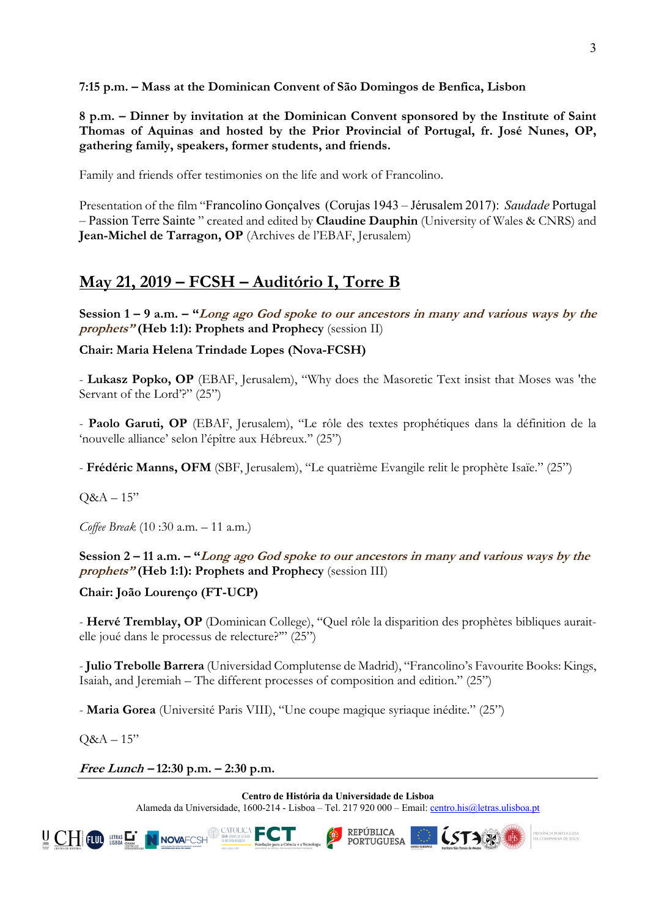**7:15 p.m. – Mass at the Dominican Convent of São Domingos de Benfica, Lisbon**

**8 p.m. – Dinner by invitation at the Dominican Convent sponsored by the Institute of Saint Thomas of Aquinas and hosted by the Prior Provincial of Portugal, fr. José Nunes, OP, gathering family, speakers, former students, and friends.**

Family and friends offer testimonies on the life and work of Francolino.

Presentation of the film "Francolino Gonçalves (Corujas 1943 – Jérusalem 2017): *Saudade* Portugal – Passion Terre Sainte " created and edited by **Claudine Dauphin** (University of Wales & CNRS) and **Jean-Michel de Tarragon, OP** (Archives de l'EBAF, Jerusalem)

## May 21, 2019 – FCSH – Auditório I, Torre B

**Session 1 – 9 a.m. – "*Long ago God spoke to our ancestors in many and various ways by the prophets"* (Heb 1:1): Prophets and Prophecy** (session II)

**Chair: Maria Helena Trindade Lopes (Nova-FCSH)**

- **Lukasz Popko, OP** (EBAF, Jerusalem), "Why does the Masoretic Text insist that Moses was 'the Servant of the Lord'?" (25")

- **Paolo Garuti, OP** (EBAF, Jerusalem), "Le rôle des textes prophétiques dans la définition de la 'nouvelle alliance' selon l'épître aux Hébreux." (25")

- **Frédéric Manns, OFM** (SBF, Jerusalem), "Le quatrième Evangile relit le prophète Isaïe." (25")

Q&A – 15"

*Coffee Break* (10 :30 a.m. – 11 a.m.)

**Session 2 – 11 a.m. – "*Long ago God spoke to our ancestors in many and various ways by the prophets"* (Heb 1:1): Prophets and Prophecy** (session III)

**Chair: João Lourenço (FT-UCP)**

- **Hervé Tremblay, OP** (Dominican College), "Quel rôle la disparition des prophètes bibliques aurait-elle joué dans le processus de relecture?"' (25")

- **Julio Trebolle Barrera** (Universidad Complutense de Madrid), "Francolino's Favourite Books: Kings, Isaiah, and Jeremiah – The different processes of composition and edition." (25")

- **Maria Gorea** (Université Paris VIII), "Une coupe magique syriaque inédite." (25")

Q&A – 15"

***Free Lunch* – 12:30 p.m. – 2:30 p.m.**

**Centro de História da Universidade de Lisboa**
Alameda da Universidade, 1600-214 - Lisboa – Tel. 217 920 000 – Email: centro.his@letras.ulisboa.pt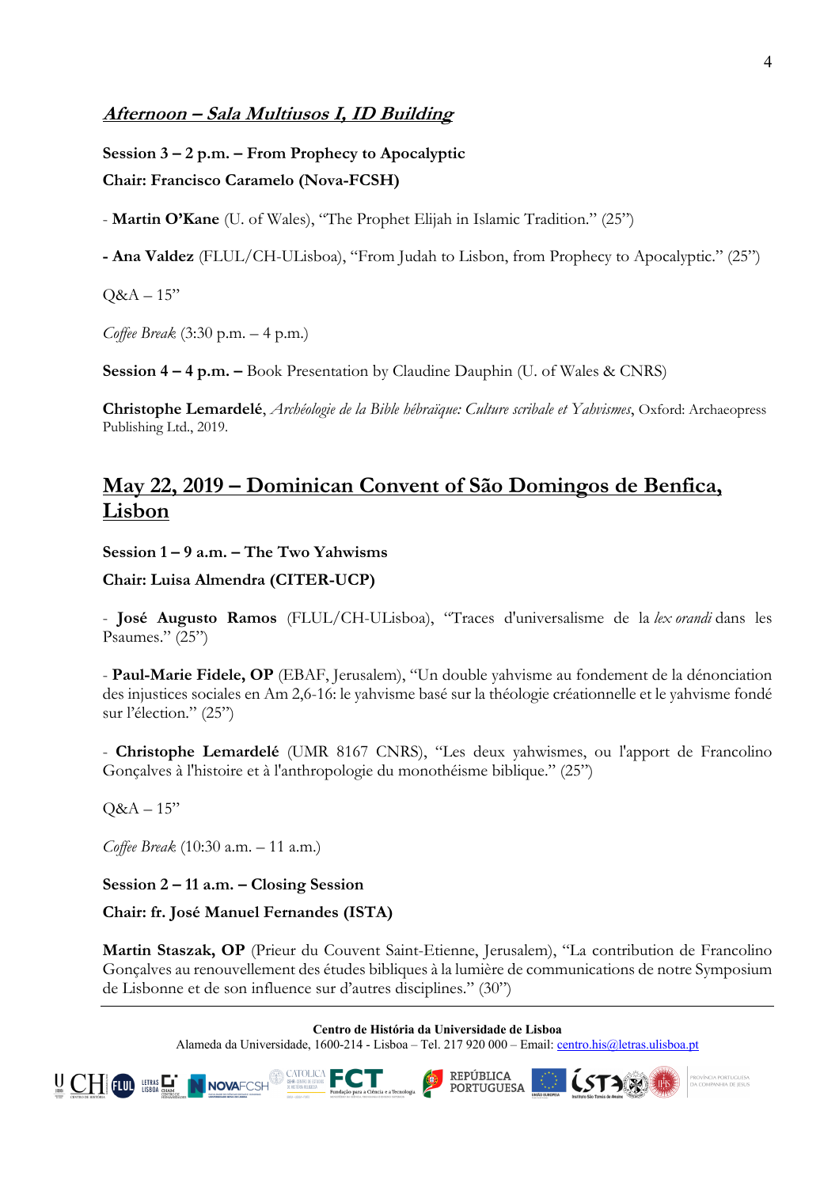### ***Afternoon – Sala Multiusos I, ID Building***

**Session 3 – 2 p.m. – From Prophecy to Apocalyptic**

**Chair: Francisco Caramelo (Nova-FCSH)**

- **Martin O'Kane** (U. of Wales), "The Prophet Elijah in Islamic Tradition." (25")

- **Ana Valdez** (FLUL/CH-ULisboa), "From Judah to Lisbon, from Prophecy to Apocalyptic." (25")

Q&A – 15"

*Coffee Break* (3:30 p.m. – 4 p.m.)

**Session 4 – 4 p.m. –** Book Presentation by Claudine Dauphin (U. of Wales & CNRS)

**Christophe Lemardelé**, *Archéologie de la Bible hébraïque: Culture scribale et Yahvismes*, Oxford: Archaeopress Publishing Ltd., 2019.

## May 22, 2019 – Dominican Convent of São Domingos de Benfica, Lisbon

**Session 1 – 9 a.m. – The Two Yahwisms**

**Chair: Luisa Almendra (CITER-UCP)**

- **José Augusto Ramos** (FLUL/CH-ULisboa), "Traces d'universalisme de la *lex orandi* dans les Psaumes." (25")

- **Paul-Marie Fidele, OP** (EBAF, Jerusalem), "Un double yahvisme au fondement de la dénonciation des injustices sociales en Am 2,6-16: le yahvisme basé sur la théologie créationnelle et le yahvisme fondé sur l'élection." (25")

- **Christophe Lemardelé** (UMR 8167 CNRS), "Les deux yahwismes, ou l'apport de Francolino Gonçalves à l'histoire et à l'anthropologie du monothéisme biblique." (25")

Q&A – 15"

*Coffee Break* (10:30 a.m. – 11 a.m.)

**Session 2 – 11 a.m. – Closing Session**

**Chair: fr. José Manuel Fernandes (ISTA)**

**Martin Staszak, OP** (Prieur du Couvent Saint-Etienne, Jerusalem), "La contribution de Francolino Gonçalves au renouvellement des études bibliques à la lumière de communications de notre Symposium de Lisbonne et de son influence sur d'autres disciplines." (30")